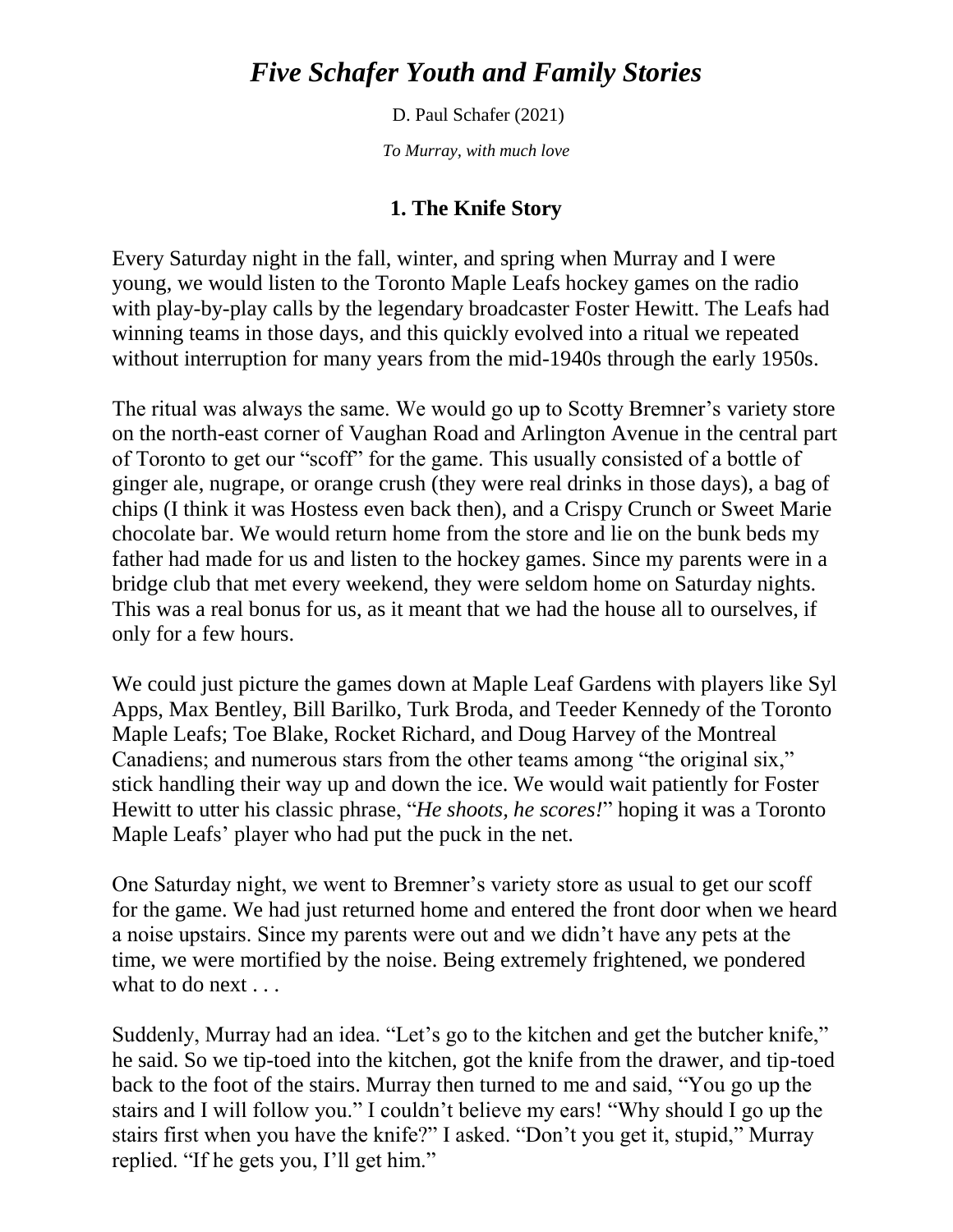# *Five Schafer Youth and Family Stories*

D. Paul Schafer (2021)

*To Murray, with much love*

## 1. The Knife Story

Every Saturday night in the fall, winter, and spring when Murray and I were young, we would listen to the Toronto Maple Leafs hockey games on the radio with play-by-play calls by the legendary broadcaster Foster Hewitt. The Leafs had winning teams in those days, and this quickly evolved into a ritual we repeated without interruption for many years from the mid-1940s through the early 1950s.

The ritual was always the same. We would go up to Scotty Bremner's variety store on the north-east corner of Vaughan Road and Arlington Avenue in the central part of Toronto to get our "scoff" for the game. This usually consisted of a bottle of ginger ale, nugrape, or orange crush (they were real drinks in those days), a bag of chips (I think it was Hostess even back then), and a Crispy Crunch or Sweet Marie chocolate bar. We would return home from the store and lie on the bunk beds my father had made for us and listen to the hockey games. Since my parents were in a bridge club that met every weekend, they were seldom home on Saturday nights. This was a real bonus for us, as it meant that we had the house all to ourselves, if only for a few hours.

We could just picture the games down at Maple Leaf Gardens with players like Syl Apps, Max Bentley, Bill Barilko, Turk Broda, and Teeder Kennedy of the Toronto Maple Leafs; Toe Blake, Rocket Richard, and Doug Harvey of the Montreal Canadiens; and numerous stars from the other teams among "the original six," stick handling their way up and down the ice. We would wait patiently for Foster Hewitt to utter his classic phrase, "*He shoots, he scores!*" hoping it was a Toronto Maple Leafs' player who had put the puck in the net.

One Saturday night, we went to Bremner's variety store as usual to get our scoff for the game. We had just returned home and entered the front door when we heard a noise upstairs. Since my parents were out and we didn't have any pets at the time, we were mortified by the noise. Being extremely frightened, we pondered what to do next . . .

Suddenly, Murray had an idea. "Let's go to the kitchen and get the butcher knife," he said. So we tip-toed into the kitchen, got the knife from the drawer, and tip-toed back to the foot of the stairs. Murray then turned to me and said, "You go up the stairs and I will follow you." I couldn't believe my ears! "Why should I go up the stairs first when you have the knife?" I asked. "Don't you get it, stupid," Murray replied. "If he gets you, I'll get him."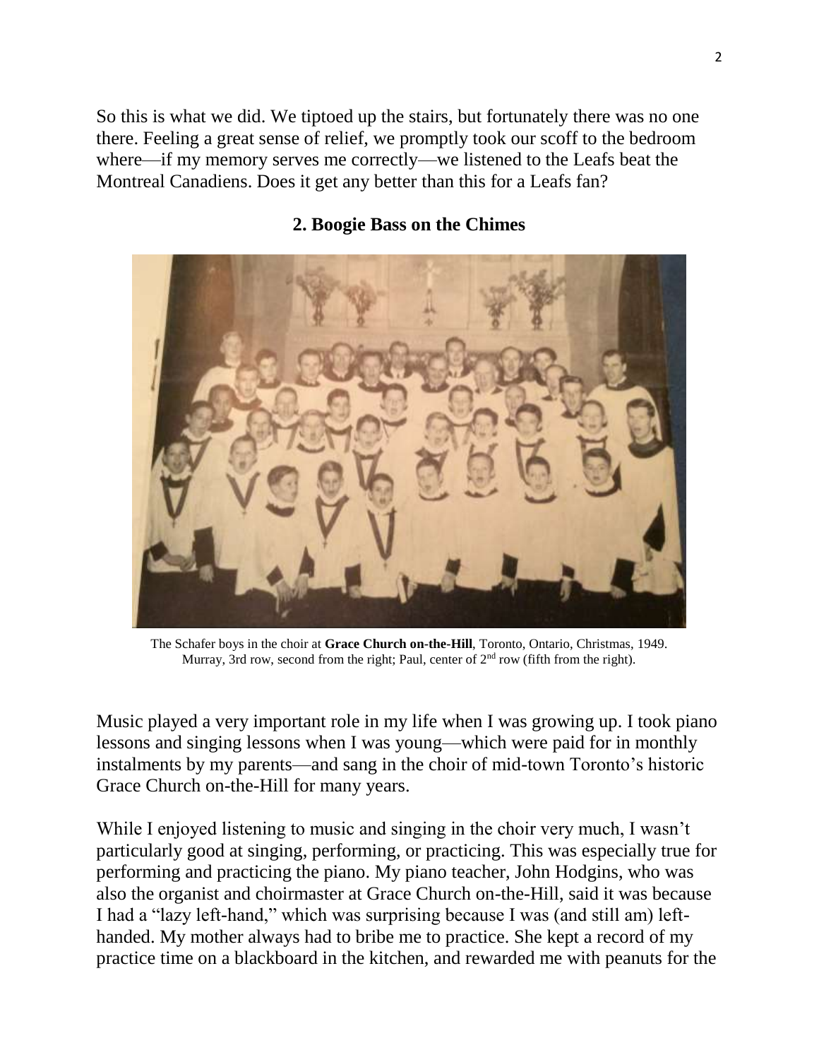So this is what we did. We tiptoed up the stairs, but fortunately there was no one there. Feeling a great sense of relief, we promptly took our scoff to the bedroom where—if my memory serves me correctly—we listened to the Leafs beat the Montreal Canadiens. Does it get any better than this for a Leafs fan?

## 2. Boogie Bass on the Chimes

The Schafer boys in the choir at **Grace Church on-the-Hill**, Toronto, Ontario, Christmas, 1949. Murray, 3rd row, second from the right; Paul, center of 2nd row (fifth from the right).

Music played a very important role in my life when I was growing up. I took piano lessons and singing lessons when I was young—which were paid for in monthly instalments by my parents—and sang in the choir of mid-town Toronto's historic Grace Church on-the-Hill for many years.

While I enjoyed listening to music and singing in the choir very much, I wasn't particularly good at singing, performing, or practicing. This was especially true for performing and practicing the piano. My piano teacher, John Hodgins, who was also the organist and choirmaster at Grace Church on-the-Hill, said it was because I had a "lazy left-hand," which was surprising because I was (and still am) left-handed. My mother always had to bribe me to practice. She kept a record of my practice time on a blackboard in the kitchen, and rewarded me with peanuts for the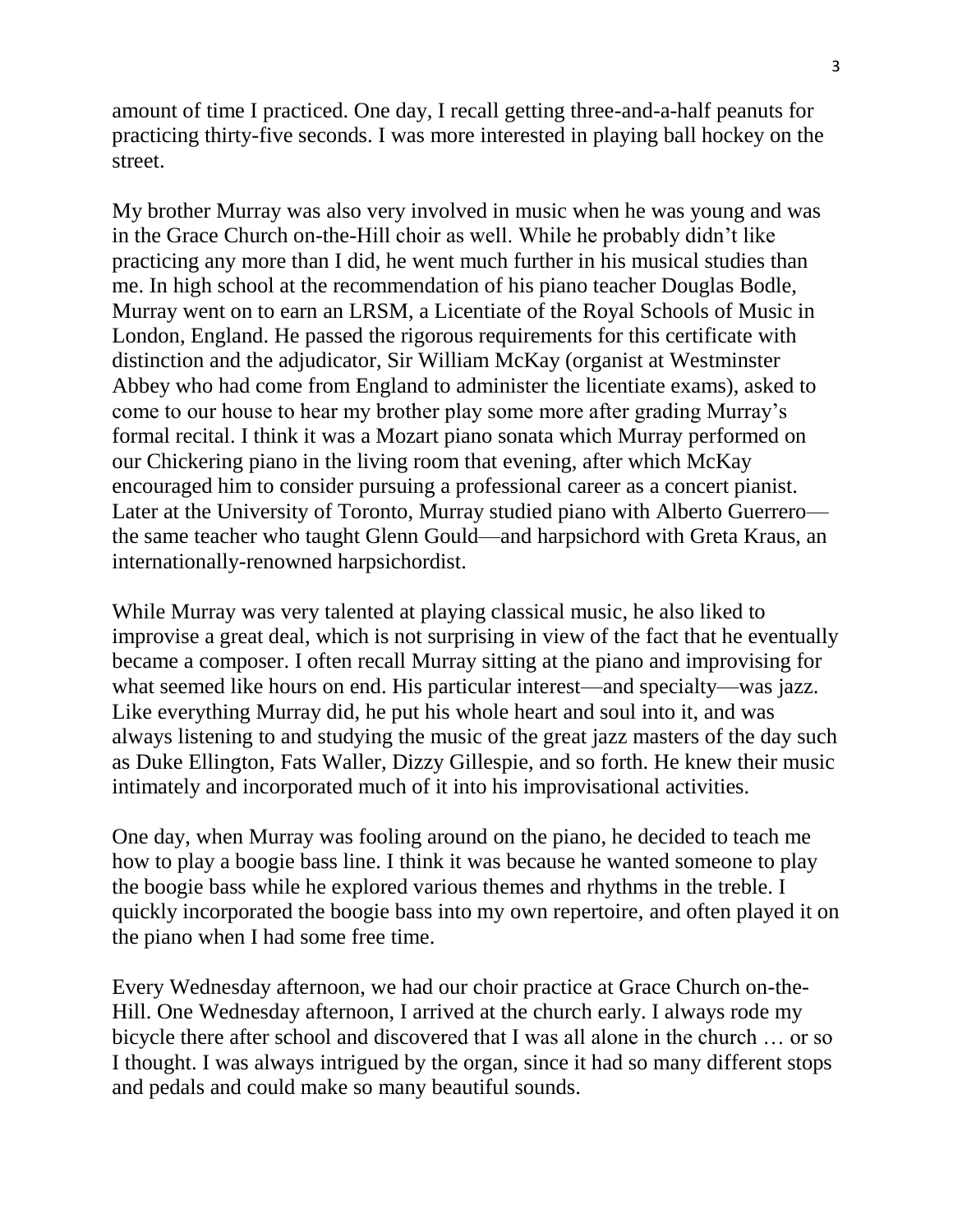amount of time I practiced. One day, I recall getting three-and-a-half peanuts for practicing thirty-five seconds. I was more interested in playing ball hockey on the street.

My brother Murray was also very involved in music when he was young and was in the Grace Church on-the-Hill choir as well. While he probably didn't like practicing any more than I did, he went much further in his musical studies than me. In high school at the recommendation of his piano teacher Douglas Bodle, Murray went on to earn an LRSM, a Licentiate of the Royal Schools of Music in London, England. He passed the rigorous requirements for this certificate with distinction and the adjudicator, Sir William McKay (organist at Westminster Abbey who had come from England to administer the licentiate exams), asked to come to our house to hear my brother play some more after grading Murray's formal recital. I think it was a Mozart piano sonata which Murray performed on our Chickering piano in the living room that evening, after which McKay encouraged him to consider pursuing a professional career as a concert pianist. Later at the University of Toronto, Murray studied piano with Alberto Guerrero—the same teacher who taught Glenn Gould—and harpsichord with Greta Kraus, an internationally-renowned harpsichordist.

While Murray was very talented at playing classical music, he also liked to improvise a great deal, which is not surprising in view of the fact that he eventually became a composer. I often recall Murray sitting at the piano and improvising for what seemed like hours on end. His particular interest—and specialty—was jazz. Like everything Murray did, he put his whole heart and soul into it, and was always listening to and studying the music of the great jazz masters of the day such as Duke Ellington, Fats Waller, Dizzy Gillespie, and so forth. He knew their music intimately and incorporated much of it into his improvisational activities.

One day, when Murray was fooling around on the piano, he decided to teach me how to play a boogie bass line. I think it was because he wanted someone to play the boogie bass while he explored various themes and rhythms in the treble. I quickly incorporated the boogie bass into my own repertoire, and often played it on the piano when I had some free time.

Every Wednesday afternoon, we had our choir practice at Grace Church on-the-Hill. One Wednesday afternoon, I arrived at the church early. I always rode my bicycle there after school and discovered that I was all alone in the church … or so I thought. I was always intrigued by the organ, since it had so many different stops and pedals and could make so many beautiful sounds.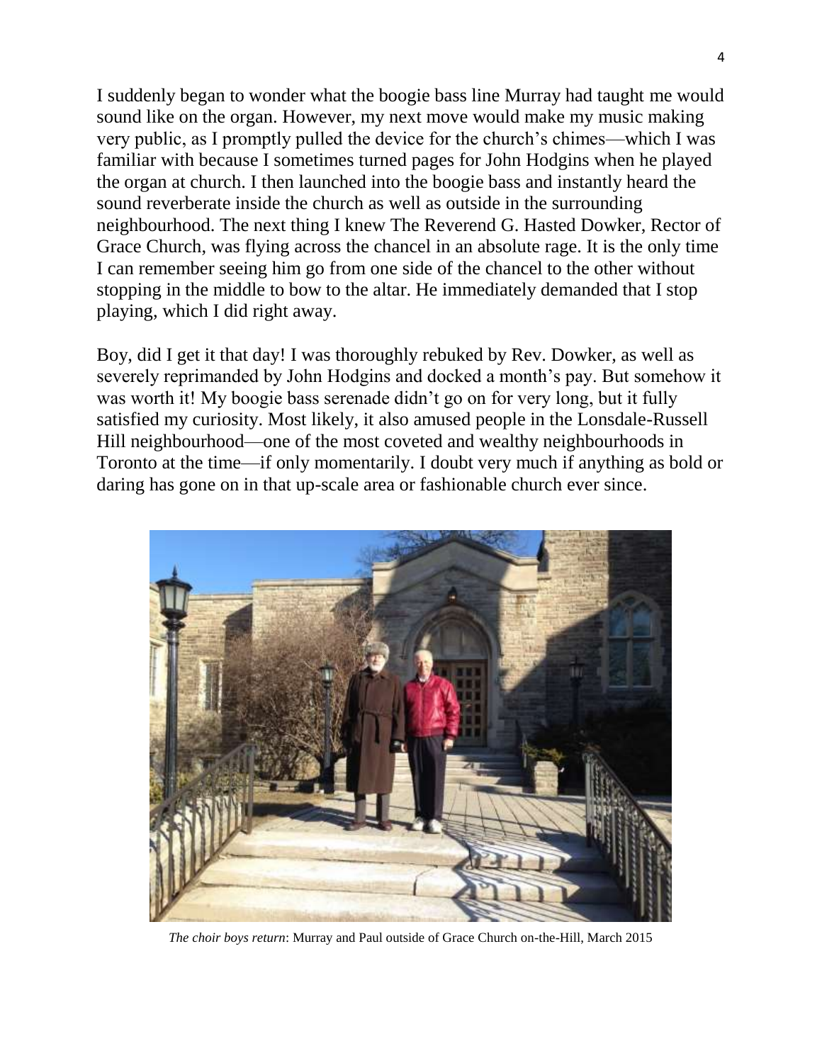I suddenly began to wonder what the boogie bass line Murray had taught me would sound like on the organ. However, my next move would make my music making very public, as I promptly pulled the device for the church's chimes—which I was familiar with because I sometimes turned pages for John Hodgins when he played the organ at church. I then launched into the boogie bass and instantly heard the sound reverberate inside the church as well as outside in the surrounding neighbourhood. The next thing I knew The Reverend G. Hasted Dowker, Rector of Grace Church, was flying across the chancel in an absolute rage. It is the only time I can remember seeing him go from one side of the chancel to the other without stopping in the middle to bow to the altar. He immediately demanded that I stop playing, which I did right away.

Boy, did I get it that day! I was thoroughly rebuked by Rev. Dowker, as well as severely reprimanded by John Hodgins and docked a month's pay. But somehow it was worth it! My boogie bass serenade didn't go on for very long, but it fully satisfied my curiosity. Most likely, it also amused people in the Lonsdale-Russell Hill neighbourhood—one of the most coveted and wealthy neighbourhoods in Toronto at the time—if only momentarily. I doubt very much if anything as bold or daring has gone on in that up-scale area or fashionable church ever since.

*The choir boys return*: Murray and Paul outside of Grace Church on-the-Hill, March 2015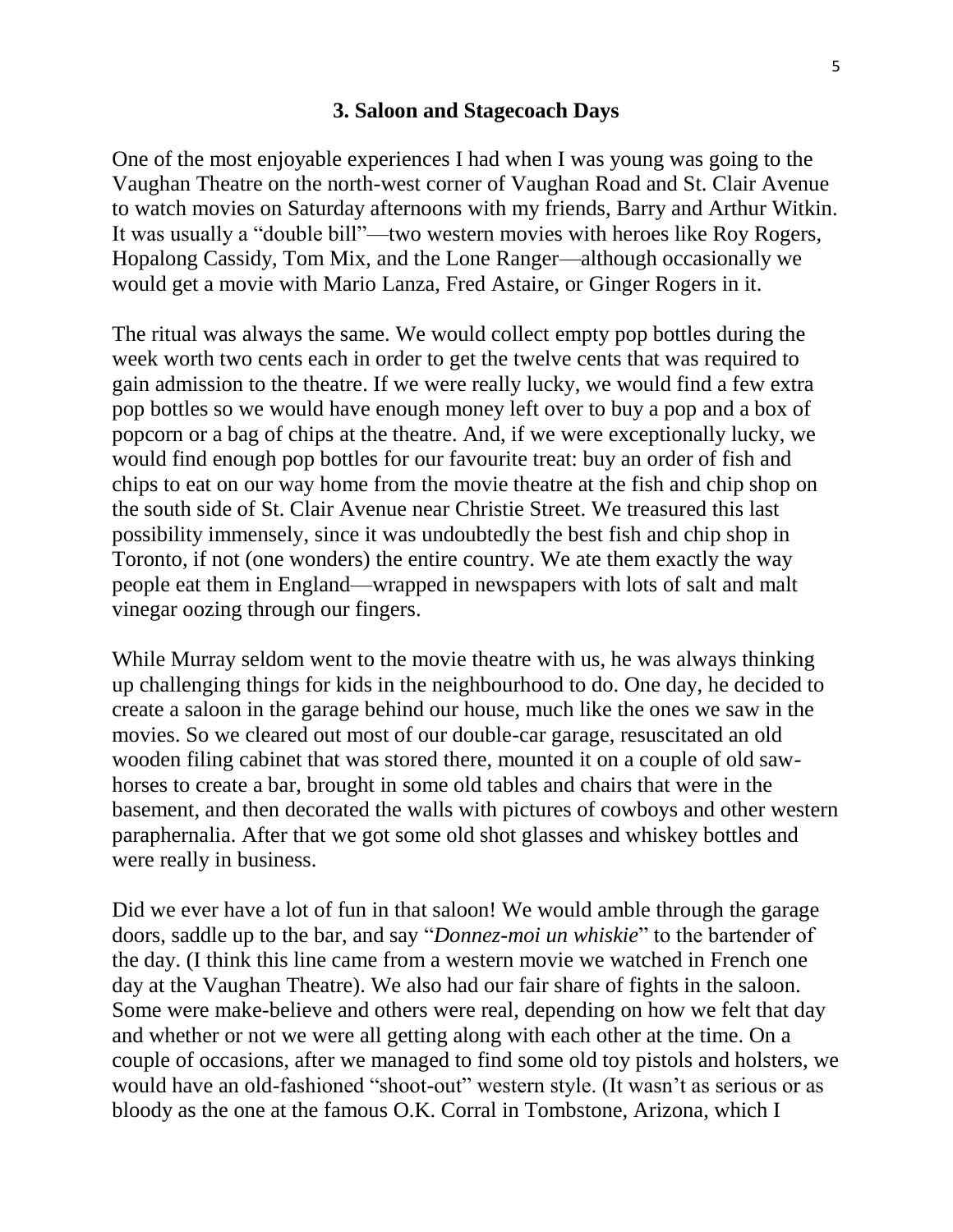### 3. Saloon and Stagecoach Days

One of the most enjoyable experiences I had when I was young was going to the Vaughan Theatre on the north-west corner of Vaughan Road and St. Clair Avenue to watch movies on Saturday afternoons with my friends, Barry and Arthur Witkin. It was usually a "double bill"—two western movies with heroes like Roy Rogers, Hopalong Cassidy, Tom Mix, and the Lone Ranger—although occasionally we would get a movie with Mario Lanza, Fred Astaire, or Ginger Rogers in it.

The ritual was always the same. We would collect empty pop bottles during the week worth two cents each in order to get the twelve cents that was required to gain admission to the theatre. If we were really lucky, we would find a few extra pop bottles so we would have enough money left over to buy a pop and a box of popcorn or a bag of chips at the theatre. And, if we were exceptionally lucky, we would find enough pop bottles for our favourite treat: buy an order of fish and chips to eat on our way home from the movie theatre at the fish and chip shop on the south side of St. Clair Avenue near Christie Street. We treasured this last possibility immensely, since it was undoubtedly the best fish and chip shop in Toronto, if not (one wonders) the entire country. We ate them exactly the way people eat them in England—wrapped in newspapers with lots of salt and malt vinegar oozing through our fingers.

While Murray seldom went to the movie theatre with us, he was always thinking up challenging things for kids in the neighbourhood to do. One day, he decided to create a saloon in the garage behind our house, much like the ones we saw in the movies. So we cleared out most of our double-car garage, resuscitated an old wooden filing cabinet that was stored there, mounted it on a couple of old saw-horses to create a bar, brought in some old tables and chairs that were in the basement, and then decorated the walls with pictures of cowboys and other western paraphernalia. After that we got some old shot glasses and whiskey bottles and were really in business.

Did we ever have a lot of fun in that saloon! We would amble through the garage doors, saddle up to the bar, and say "*Donnez-moi un whiskie*" to the bartender of the day. (I think this line came from a western movie we watched in French one day at the Vaughan Theatre). We also had our fair share of fights in the saloon. Some were make-believe and others were real, depending on how we felt that day and whether or not we were all getting along with each other at the time. On a couple of occasions, after we managed to find some old toy pistols and holsters, we would have an old-fashioned "shoot-out" western style. (It wasn't as serious or as bloody as the one at the famous O.K. Corral in Tombstone, Arizona, which I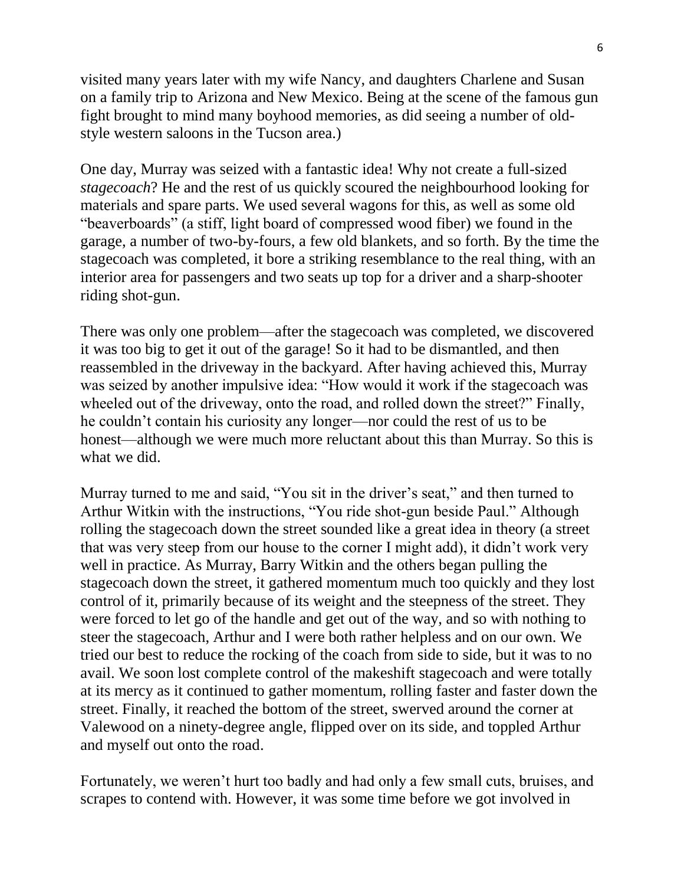visited many years later with my wife Nancy, and daughters Charlene and Susan on a family trip to Arizona and New Mexico. Being at the scene of the famous gun fight brought to mind many boyhood memories, as did seeing a number of old-style western saloons in the Tucson area.)

One day, Murray was seized with a fantastic idea! Why not create a full-sized *stagecoach*? He and the rest of us quickly scoured the neighbourhood looking for materials and spare parts. We used several wagons for this, as well as some old "beaverboards" (a stiff, light board of compressed wood fiber) we found in the garage, a number of two-by-fours, a few old blankets, and so forth. By the time the stagecoach was completed, it bore a striking resemblance to the real thing, with an interior area for passengers and two seats up top for a driver and a sharp-shooter riding shot-gun.

There was only one problem—after the stagecoach was completed, we discovered it was too big to get it out of the garage! So it had to be dismantled, and then reassembled in the driveway in the backyard. After having achieved this, Murray was seized by another impulsive idea: "How would it work if the stagecoach was wheeled out of the driveway, onto the road, and rolled down the street?" Finally, he couldn't contain his curiosity any longer—nor could the rest of us to be honest—although we were much more reluctant about this than Murray. So this is what we did.

Murray turned to me and said, "You sit in the driver's seat," and then turned to Arthur Witkin with the instructions, "You ride shot-gun beside Paul." Although rolling the stagecoach down the street sounded like a great idea in theory (a street that was very steep from our house to the corner I might add), it didn't work very well in practice. As Murray, Barry Witkin and the others began pulling the stagecoach down the street, it gathered momentum much too quickly and they lost control of it, primarily because of its weight and the steepness of the street. They were forced to let go of the handle and get out of the way, and so with nothing to steer the stagecoach, Arthur and I were both rather helpless and on our own. We tried our best to reduce the rocking of the coach from side to side, but it was to no avail. We soon lost complete control of the makeshift stagecoach and were totally at its mercy as it continued to gather momentum, rolling faster and faster down the street. Finally, it reached the bottom of the street, swerved around the corner at Valewood on a ninety-degree angle, flipped over on its side, and toppled Arthur and myself out onto the road.

Fortunately, we weren't hurt too badly and had only a few small cuts, bruises, and scrapes to contend with. However, it was some time before we got involved in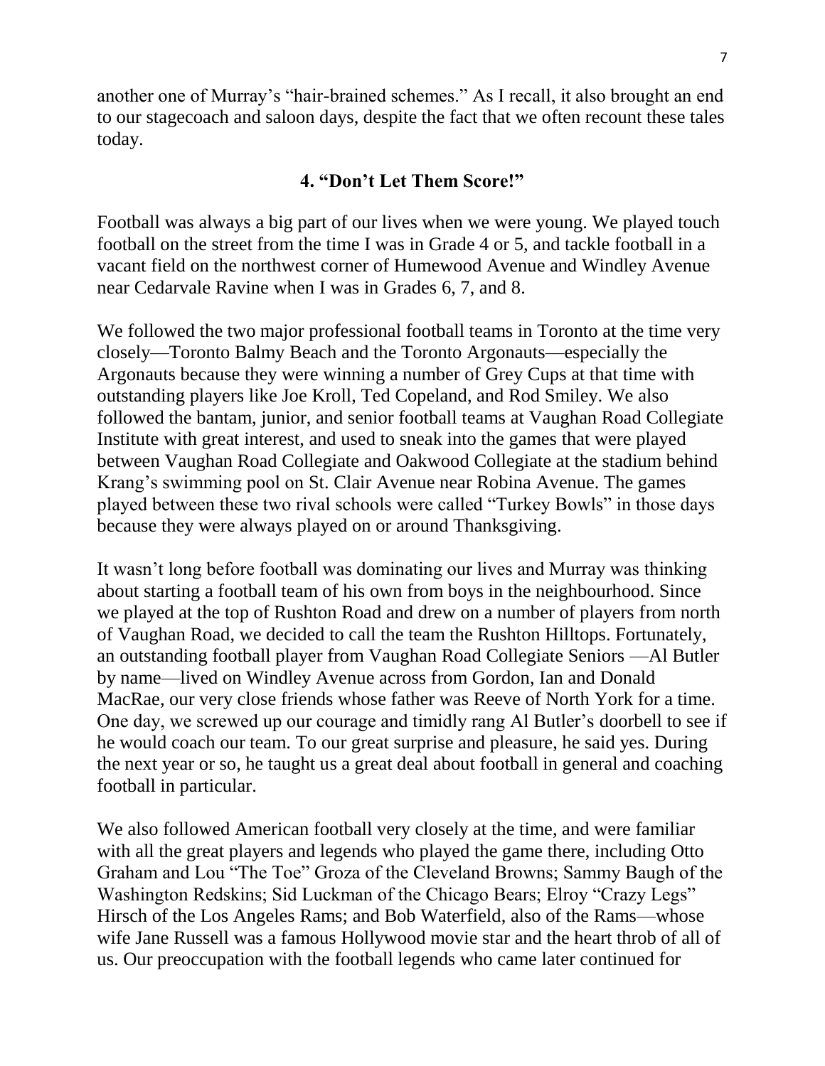another one of Murray's "hair-brained schemes." As I recall, it also brought an end to our stagecoach and saloon days, despite the fact that we often recount these tales today.

## 4. "Don't Let Them Score!"

Football was always a big part of our lives when we were young. We played touch football on the street from the time I was in Grade 4 or 5, and tackle football in a vacant field on the northwest corner of Humewood Avenue and Windley Avenue near Cedarvale Ravine when I was in Grades 6, 7, and 8.

We followed the two major professional football teams in Toronto at the time very closely—Toronto Balmy Beach and the Toronto Argonauts—especially the Argonauts because they were winning a number of Grey Cups at that time with outstanding players like Joe Kroll, Ted Copeland, and Rod Smiley. We also followed the bantam, junior, and senior football teams at Vaughan Road Collegiate Institute with great interest, and used to sneak into the games that were played between Vaughan Road Collegiate and Oakwood Collegiate at the stadium behind Krang's swimming pool on St. Clair Avenue near Robina Avenue. The games played between these two rival schools were called "Turkey Bowls" in those days because they were always played on or around Thanksgiving.

It wasn't long before football was dominating our lives and Murray was thinking about starting a football team of his own from boys in the neighbourhood. Since we played at the top of Rushton Road and drew on a number of players from north of Vaughan Road, we decided to call the team the Rushton Hilltops. Fortunately, an outstanding football player from Vaughan Road Collegiate Seniors —Al Butler by name—lived on Windley Avenue across from Gordon, Ian and Donald MacRae, our very close friends whose father was Reeve of North York for a time. One day, we screwed up our courage and timidly rang Al Butler's doorbell to see if he would coach our team. To our great surprise and pleasure, he said yes. During the next year or so, he taught us a great deal about football in general and coaching football in particular.

We also followed American football very closely at the time, and were familiar with all the great players and legends who played the game there, including Otto Graham and Lou "The Toe" Groza of the Cleveland Browns; Sammy Baugh of the Washington Redskins; Sid Luckman of the Chicago Bears; Elroy "Crazy Legs" Hirsch of the Los Angeles Rams; and Bob Waterfield, also of the Rams—whose wife Jane Russell was a famous Hollywood movie star and the heart throb of all of us. Our preoccupation with the football legends who came later continued for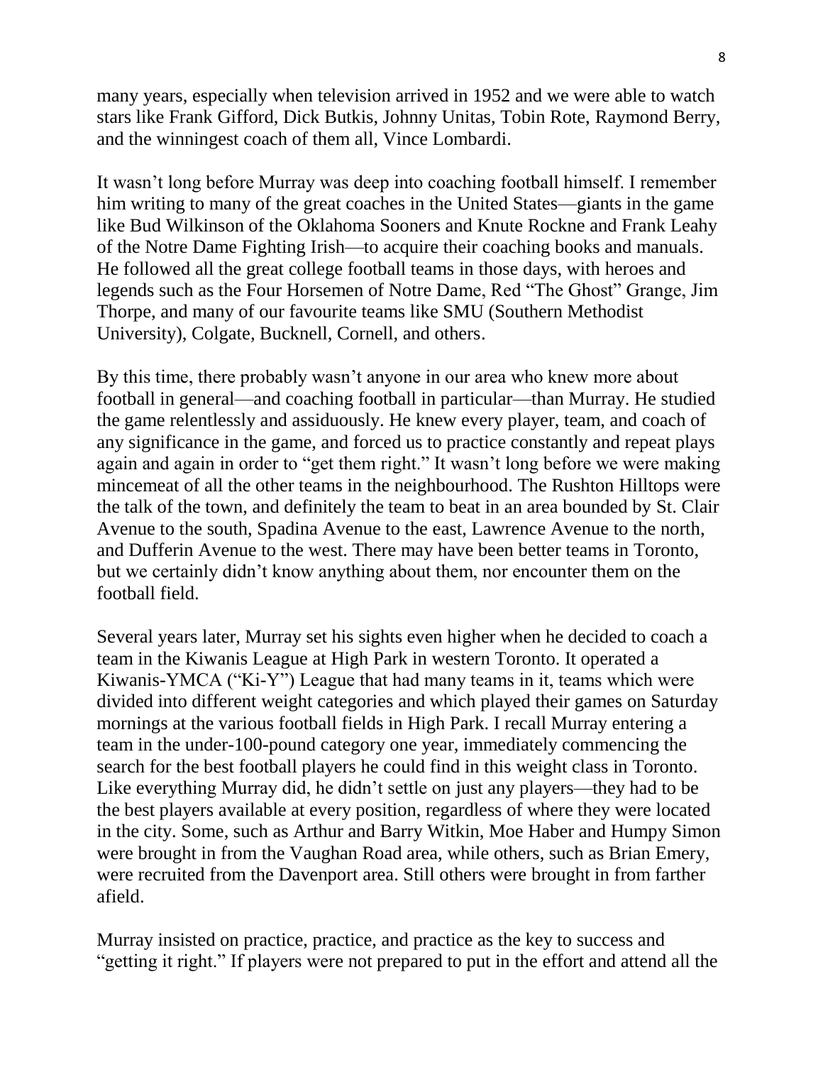many years, especially when television arrived in 1952 and we were able to watch stars like Frank Gifford, Dick Butkis, Johnny Unitas, Tobin Rote, Raymond Berry, and the winningest coach of them all, Vince Lombardi.

It wasn't long before Murray was deep into coaching football himself. I remember him writing to many of the great coaches in the United States—giants in the game like Bud Wilkinson of the Oklahoma Sooners and Knute Rockne and Frank Leahy of the Notre Dame Fighting Irish—to acquire their coaching books and manuals. He followed all the great college football teams in those days, with heroes and legends such as the Four Horsemen of Notre Dame, Red "The Ghost" Grange, Jim Thorpe, and many of our favourite teams like SMU (Southern Methodist University), Colgate, Bucknell, Cornell, and others.

By this time, there probably wasn't anyone in our area who knew more about football in general—and coaching football in particular—than Murray. He studied the game relentlessly and assiduously. He knew every player, team, and coach of any significance in the game, and forced us to practice constantly and repeat plays again and again in order to "get them right." It wasn't long before we were making mincemeat of all the other teams in the neighbourhood. The Rushton Hilltops were the talk of the town, and definitely the team to beat in an area bounded by St. Clair Avenue to the south, Spadina Avenue to the east, Lawrence Avenue to the north, and Dufferin Avenue to the west. There may have been better teams in Toronto, but we certainly didn't know anything about them, nor encounter them on the football field.

Several years later, Murray set his sights even higher when he decided to coach a team in the Kiwanis League at High Park in western Toronto. It operated a Kiwanis-YMCA ("Ki-Y") League that had many teams in it, teams which were divided into different weight categories and which played their games on Saturday mornings at the various football fields in High Park. I recall Murray entering a team in the under-100-pound category one year, immediately commencing the search for the best football players he could find in this weight class in Toronto. Like everything Murray did, he didn't settle on just any players—they had to be the best players available at every position, regardless of where they were located in the city. Some, such as Arthur and Barry Witkin, Moe Haber and Humpy Simon were brought in from the Vaughan Road area, while others, such as Brian Emery, were recruited from the Davenport area. Still others were brought in from farther afield.

Murray insisted on practice, practice, and practice as the key to success and "getting it right." If players were not prepared to put in the effort and attend all the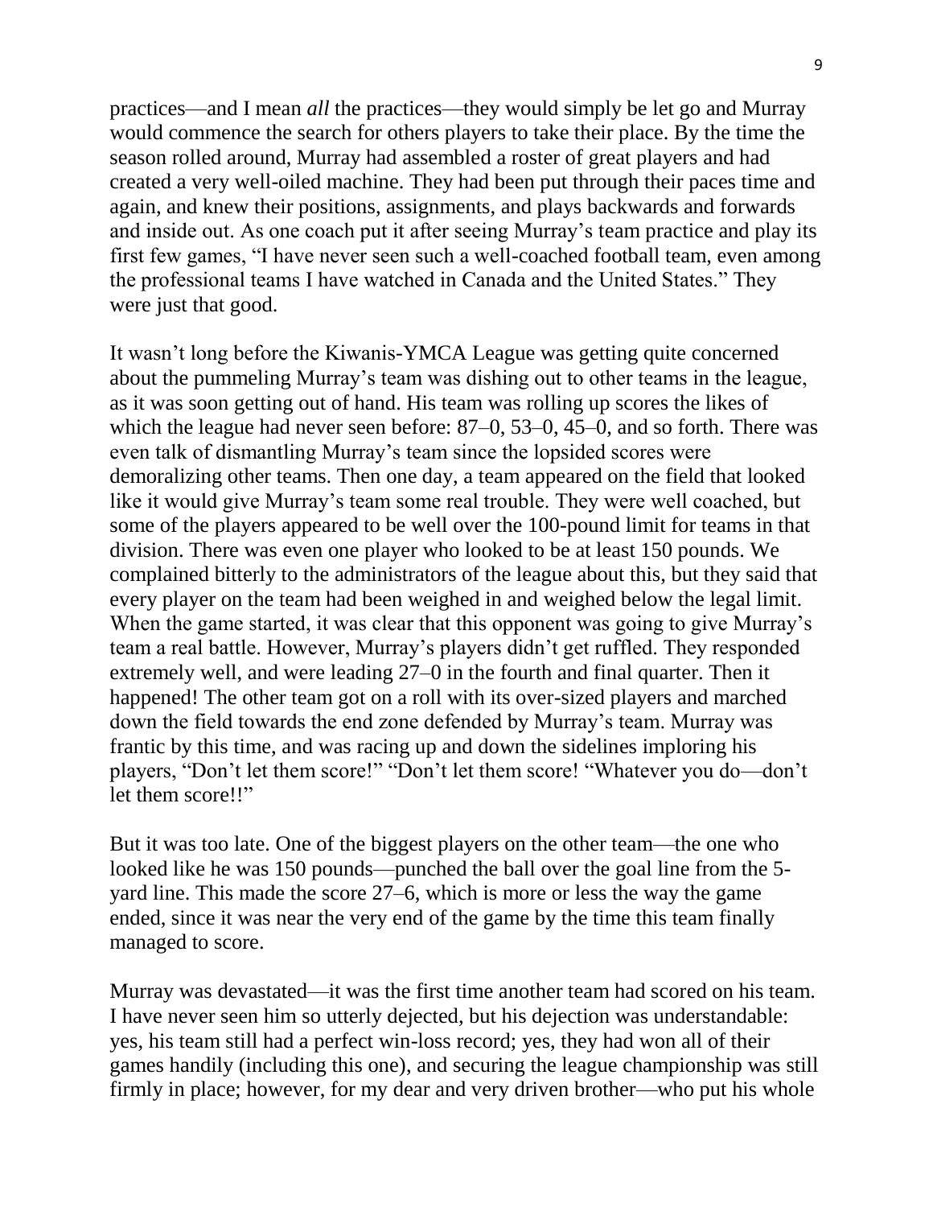practices—and I mean *all* the practices—they would simply be let go and Murray would commence the search for others players to take their place. By the time the season rolled around, Murray had assembled a roster of great players and had created a very well-oiled machine. They had been put through their paces time and again, and knew their positions, assignments, and plays backwards and forwards and inside out. As one coach put it after seeing Murray's team practice and play its first few games, "I have never seen such a well-coached football team, even among the professional teams I have watched in Canada and the United States." They were just that good.

It wasn't long before the Kiwanis-YMCA League was getting quite concerned about the pummeling Murray's team was dishing out to other teams in the league, as it was soon getting out of hand. His team was rolling up scores the likes of which the league had never seen before: 87–0, 53–0, 45–0, and so forth. There was even talk of dismantling Murray's team since the lopsided scores were demoralizing other teams. Then one day, a team appeared on the field that looked like it would give Murray's team some real trouble. They were well coached, but some of the players appeared to be well over the 100-pound limit for teams in that division. There was even one player who looked to be at least 150 pounds. We complained bitterly to the administrators of the league about this, but they said that every player on the team had been weighed in and weighed below the legal limit. When the game started, it was clear that this opponent was going to give Murray's team a real battle. However, Murray's players didn't get ruffled. They responded extremely well, and were leading 27–0 in the fourth and final quarter. Then it happened! The other team got on a roll with its over-sized players and marched down the field towards the end zone defended by Murray's team. Murray was frantic by this time, and was racing up and down the sidelines imploring his players, "Don't let them score!" "Don't let them score! "Whatever you do—don't let them score!!"

But it was too late. One of the biggest players on the other team—the one who looked like he was 150 pounds—punched the ball over the goal line from the 5-yard line. This made the score 27–6, which is more or less the way the game ended, since it was near the very end of the game by the time this team finally managed to score.

Murray was devastated—it was the first time another team had scored on his team. I have never seen him so utterly dejected, but his dejection was understandable: yes, his team still had a perfect win-loss record; yes, they had won all of their games handily (including this one), and securing the league championship was still firmly in place; however, for my dear and very driven brother—who put his whole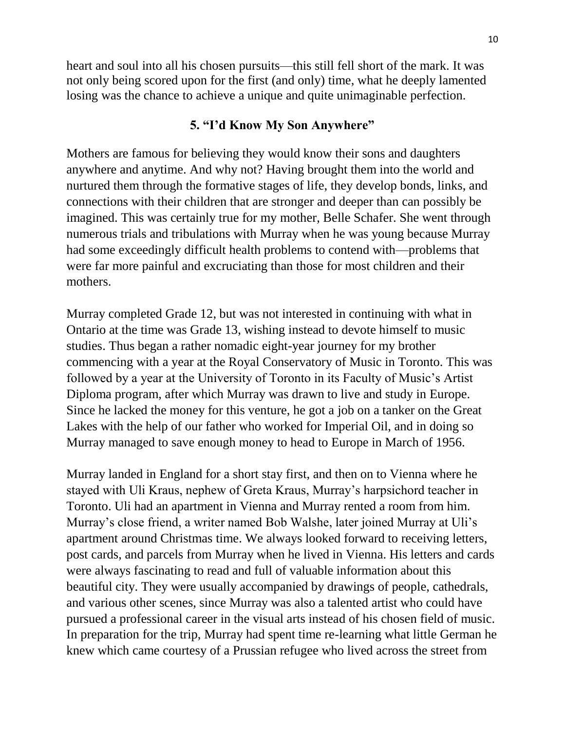heart and soul into all his chosen pursuits—this still fell short of the mark. It was not only being scored upon for the first (and only) time, what he deeply lamented losing was the chance to achieve a unique and quite unimaginable perfection.

## 5. "I'd Know My Son Anywhere"

Mothers are famous for believing they would know their sons and daughters anywhere and anytime. And why not? Having brought them into the world and nurtured them through the formative stages of life, they develop bonds, links, and connections with their children that are stronger and deeper than can possibly be imagined. This was certainly true for my mother, Belle Schafer. She went through numerous trials and tribulations with Murray when he was young because Murray had some exceedingly difficult health problems to contend with—problems that were far more painful and excruciating than those for most children and their mothers.

Murray completed Grade 12, but was not interested in continuing with what in Ontario at the time was Grade 13, wishing instead to devote himself to music studies. Thus began a rather nomadic eight-year journey for my brother commencing with a year at the Royal Conservatory of Music in Toronto. This was followed by a year at the University of Toronto in its Faculty of Music's Artist Diploma program, after which Murray was drawn to live and study in Europe. Since he lacked the money for this venture, he got a job on a tanker on the Great Lakes with the help of our father who worked for Imperial Oil, and in doing so Murray managed to save enough money to head to Europe in March of 1956.

Murray landed in England for a short stay first, and then on to Vienna where he stayed with Uli Kraus, nephew of Greta Kraus, Murray's harpsichord teacher in Toronto. Uli had an apartment in Vienna and Murray rented a room from him. Murray's close friend, a writer named Bob Walshe, later joined Murray at Uli's apartment around Christmas time. We always looked forward to receiving letters, post cards, and parcels from Murray when he lived in Vienna. His letters and cards were always fascinating to read and full of valuable information about this beautiful city. They were usually accompanied by drawings of people, cathedrals, and various other scenes, since Murray was also a talented artist who could have pursued a professional career in the visual arts instead of his chosen field of music. In preparation for the trip, Murray had spent time re-learning what little German he knew which came courtesy of a Prussian refugee who lived across the street from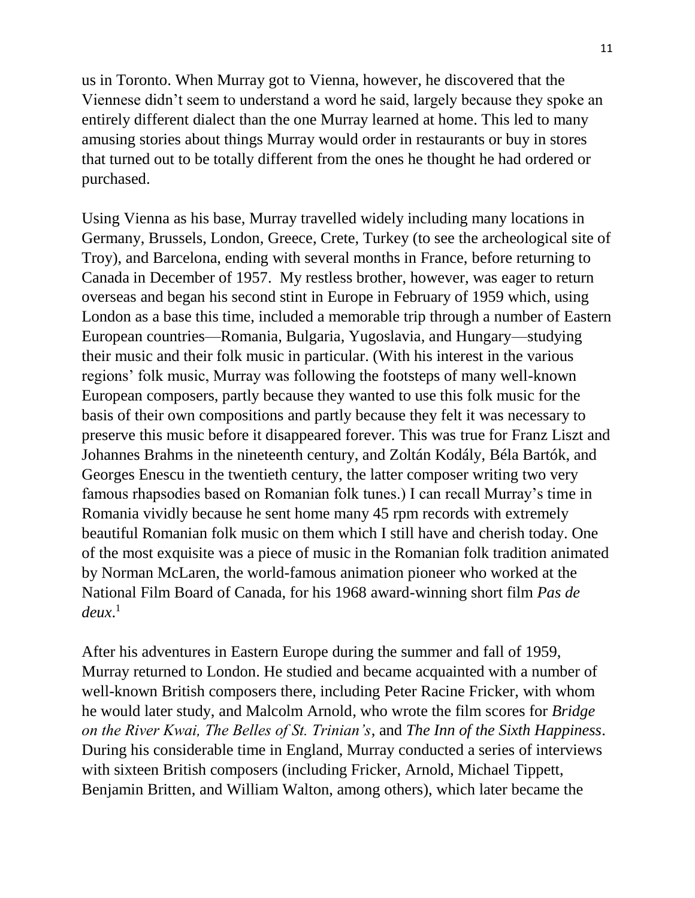us in Toronto. When Murray got to Vienna, however, he discovered that the Viennese didn't seem to understand a word he said, largely because they spoke an entirely different dialect than the one Murray learned at home. This led to many amusing stories about things Murray would order in restaurants or buy in stores that turned out to be totally different from the ones he thought he had ordered or purchased.

Using Vienna as his base, Murray travelled widely including many locations in Germany, Brussels, London, Greece, Crete, Turkey (to see the archeological site of Troy), and Barcelona, ending with several months in France, before returning to Canada in December of 1957. My restless brother, however, was eager to return overseas and began his second stint in Europe in February of 1959 which, using London as a base this time, included a memorable trip through a number of Eastern European countries—Romania, Bulgaria, Yugoslavia, and Hungary—studying their music and their folk music in particular. (With his interest in the various regions' folk music, Murray was following the footsteps of many well-known European composers, partly because they wanted to use this folk music for the basis of their own compositions and partly because they felt it was necessary to preserve this music before it disappeared forever. This was true for Franz Liszt and Johannes Brahms in the nineteenth century, and Zoltán Kodály, Béla Bartók, and Georges Enescu in the twentieth century, the latter composer writing two very famous rhapsodies based on Romanian folk tunes.) I can recall Murray's time in Romania vividly because he sent home many 45 rpm records with extremely beautiful Romanian folk music on them which I still have and cherish today. One of the most exquisite was a piece of music in the Romanian folk tradition animated by Norman McLaren, the world-famous animation pioneer who worked at the National Film Board of Canada, for his 1968 award-winning short film *Pas de deux*.[1]

After his adventures in Eastern Europe during the summer and fall of 1959, Murray returned to London. He studied and became acquainted with a number of well-known British composers there, including Peter Racine Fricker, with whom he would later study, and Malcolm Arnold, who wrote the film scores for *Bridge on the River Kwai, The Belles of St. Trinian's*, and *The Inn of the Sixth Happiness*. During his considerable time in England, Murray conducted a series of interviews with sixteen British composers (including Fricker, Arnold, Michael Tippett, Benjamin Britten, and William Walton, among others), which later became the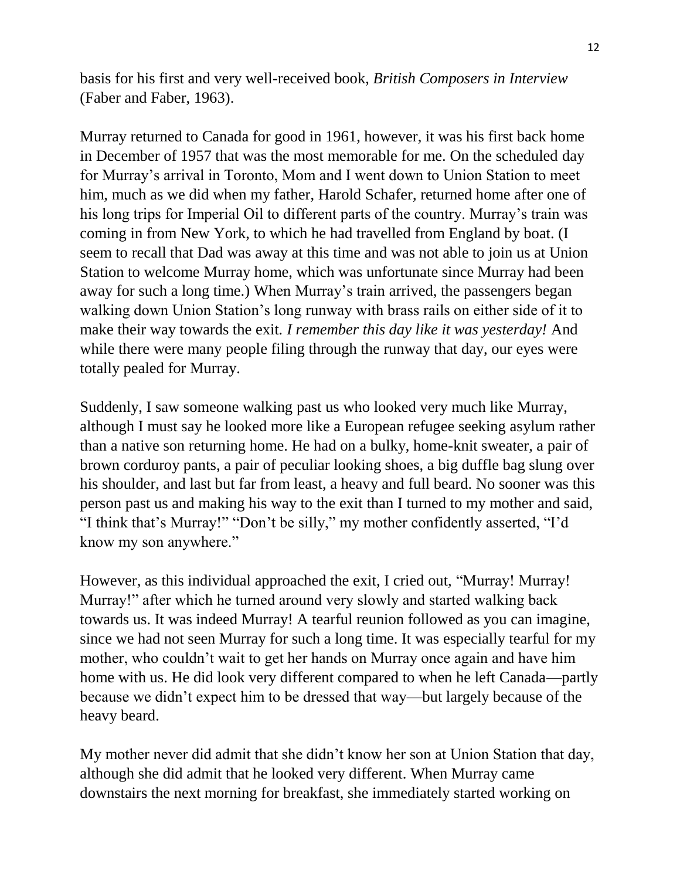basis for his first and very well-received book, *British Composers in Interview* (Faber and Faber, 1963).

Murray returned to Canada for good in 1961, however, it was his first back home in December of 1957 that was the most memorable for me. On the scheduled day for Murray's arrival in Toronto, Mom and I went down to Union Station to meet him, much as we did when my father, Harold Schafer, returned home after one of his long trips for Imperial Oil to different parts of the country. Murray's train was coming in from New York, to which he had travelled from England by boat. (I seem to recall that Dad was away at this time and was not able to join us at Union Station to welcome Murray home, which was unfortunate since Murray had been away for such a long time.) When Murray's train arrived, the passengers began walking down Union Station's long runway with brass rails on either side of it to make their way towards the exit. *I remember this day like it was yesterday!* And while there were many people filing through the runway that day, our eyes were totally pealed for Murray.

Suddenly, I saw someone walking past us who looked very much like Murray, although I must say he looked more like a European refugee seeking asylum rather than a native son returning home. He had on a bulky, home-knit sweater, a pair of brown corduroy pants, a pair of peculiar looking shoes, a big duffle bag slung over his shoulder, and last but far from least, a heavy and full beard. No sooner was this person past us and making his way to the exit than I turned to my mother and said, "I think that's Murray!" "Don't be silly," my mother confidently asserted, "I'd know my son anywhere."

However, as this individual approached the exit, I cried out, "Murray! Murray! Murray!" after which he turned around very slowly and started walking back towards us. It was indeed Murray! A tearful reunion followed as you can imagine, since we had not seen Murray for such a long time. It was especially tearful for my mother, who couldn't wait to get her hands on Murray once again and have him home with us. He did look very different compared to when he left Canada—partly because we didn't expect him to be dressed that way—but largely because of the heavy beard.

My mother never did admit that she didn't know her son at Union Station that day, although she did admit that he looked very different. When Murray came downstairs the next morning for breakfast, she immediately started working on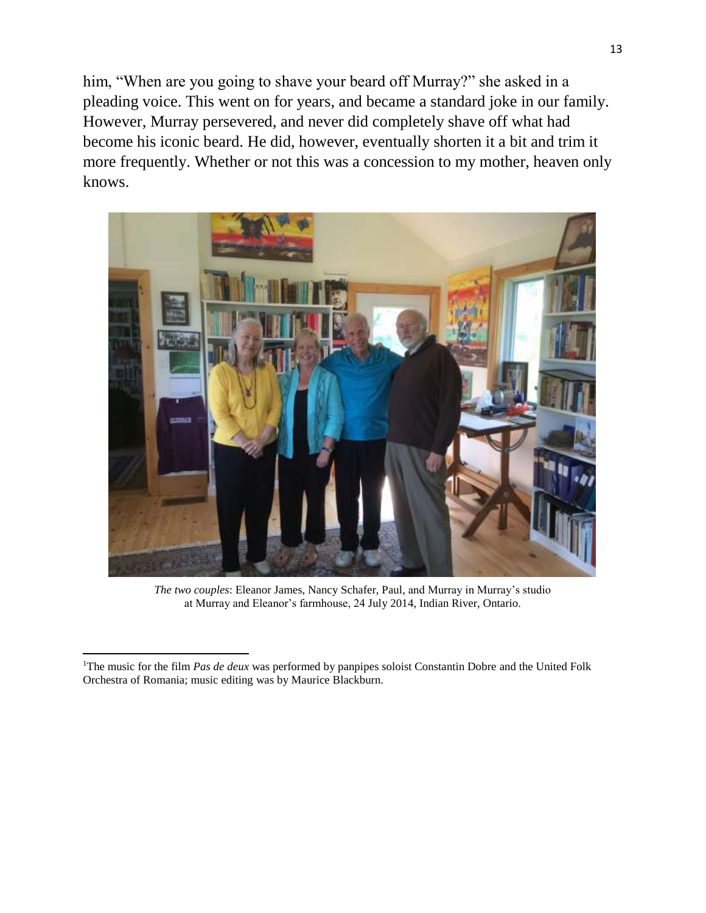him, "When are you going to shave your beard off Murray?" she asked in a pleading voice. This went on for years, and became a standard joke in our family. However, Murray persevered, and never did completely shave off what had become his iconic beard. He did, however, eventually shorten it a bit and trim it more frequently. Whether or not this was a concession to my mother, heaven only knows.

*The two couples*: Eleanor James, Nancy Schafer, Paul, and Murray in Murray's studio at Murray and Eleanor's farmhouse, 24 July 2014, Indian River, Ontario.

[1]The music for the film *Pas de deux* was performed by panpipes soloist Constantin Dobre and the United Folk Orchestra of Romania; music editing was by Maurice Blackburn.